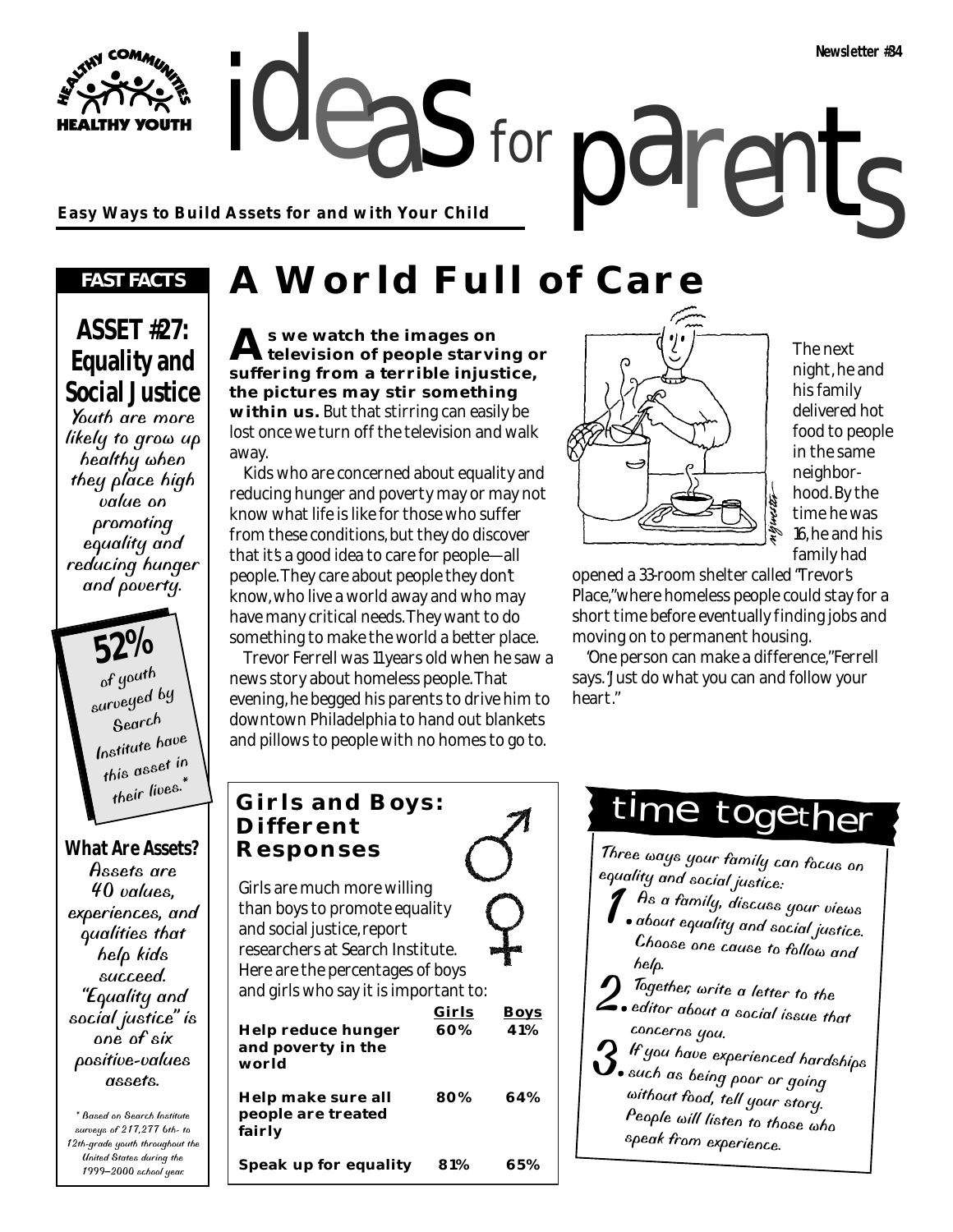Newsletter #34

# ideas for parents

**Easy Ways to Build Assets for and with Your Child**

## FAST FACTS

### ASSET #27: Equality and Social Justice

Youth are more likely to grow up healthy when they place high value on promoting equality and reducing hunger and poverty.

**52%** of youth surveyed by Search Institute have this asset in their lives.*

### What Are Assets?

Assets are 40 values, experiences, and qualities that help kids succeed. "Equality and social justice" is one of six positive-values assets.

\* Based on Search Institute surveys of 217,277 6th- to 12th-grade youth throughout the United States during the 1999–2000 school year.

# A World Full of Care

**As we watch the images on television of people starving or suffering from a terrible injustice, the pictures may stir something within us.** But that stirring can easily be lost once we turn off the television and walk away.

Kids who are concerned about equality and reducing hunger and poverty may or may not know what life is like for those who suffer from these conditions, but they do discover that it's a good idea to care for people—all people. They care about people they don't know, who live a world away and who may have many critical needs. They want to do something to make the world a better place.

Trevor Ferrell was 11 years old when he saw a news story about homeless people. That evening, he begged his parents to drive him to downtown Philadelphia to hand out blankets and pillows to people with no homes to go to.

The next night, he and his family delivered hot food to people in the same neighborhood. By the time he was 16, he and his family had opened a 33-room shelter called "Trevor's Place," where homeless people could stay for a short time before eventually finding jobs and moving on to permanent housing.

"One person can make a difference," Ferrell says. "Just do what you can and follow your heart."

## Girls and Boys: Different Responses

Girls are much more willing than boys to promote equality and social justice, report researchers at Search Institute. Here are the percentages of boys and girls who say it is important to:

| | Girls | Boys |
|---|---|---|
| **Help reduce hunger and poverty in the world** | 60% | 41% |
| **Help make sure all people are treated fairly** | 80% | 64% |
| **Speak up for equality** | 81% | 65% |

## time together

Three ways your family can focus on equality and social justice:

1. As a family, discuss your views about equality and social justice. Choose one cause to follow and help.
2. Together, write a letter to the editor about a social issue that concerns you.
3. If you have experienced hardships such as being poor or going without food, tell your story. People will listen to those who speak from experience.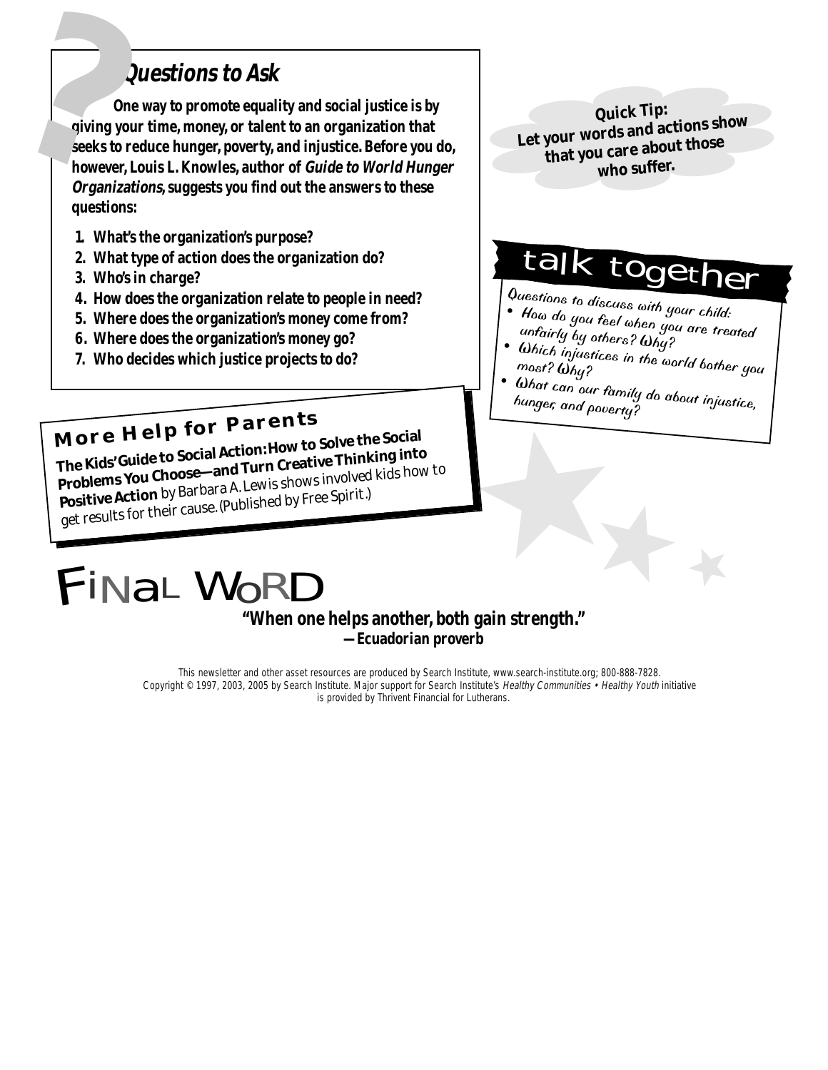## Questions to Ask

**One way to promote equality and social justice is by giving your time, money, or talent to an organization that seeks to reduce hunger, poverty, and injustice. Before you do, however, Louis L. Knowles, author of *Guide to World Hunger Organizations*, suggests you find out the answers to these questions:**

1. **What's the organization's purpose?**
2. **What type of action does the organization do?**
3. **Who's in charge?**
4. **How does the organization relate to people in need?**
5. **Where does the organization's money come from?**
6. **Where does the organization's money go?**
7. **Who decides which justice projects to do?**

**Quick Tip:**
**Let your words and actions show that you care about those who suffer.**

## talk together

Questions to discuss with your child:

- How do you feel when you are treated unfairly by others? Why?
- Which injustices in the world bother you most? Why?
- What can our family do about injustice, hunger, and poverty?

## More Help for Parents

**The Kids' Guide to Social Action: How to Solve the Social Problems You Choose—and Turn Creative Thinking into Positive Action** by Barbara A. Lewis shows involved kids how to get results for their cause. (Published by Free Spirit.)

## Final Word

**"When one helps another, both gain strength."**
**—Ecuadorian proverb**

This newsletter and other asset resources are produced by Search Institute, www.search-institute.org; 800-888-7828. Copyright © 1997, 2003, 2005 by Search Institute. Major support for Search Institute's *Healthy Communities • Healthy Youth* initiative is provided by Thrivent Financial for Lutherans.